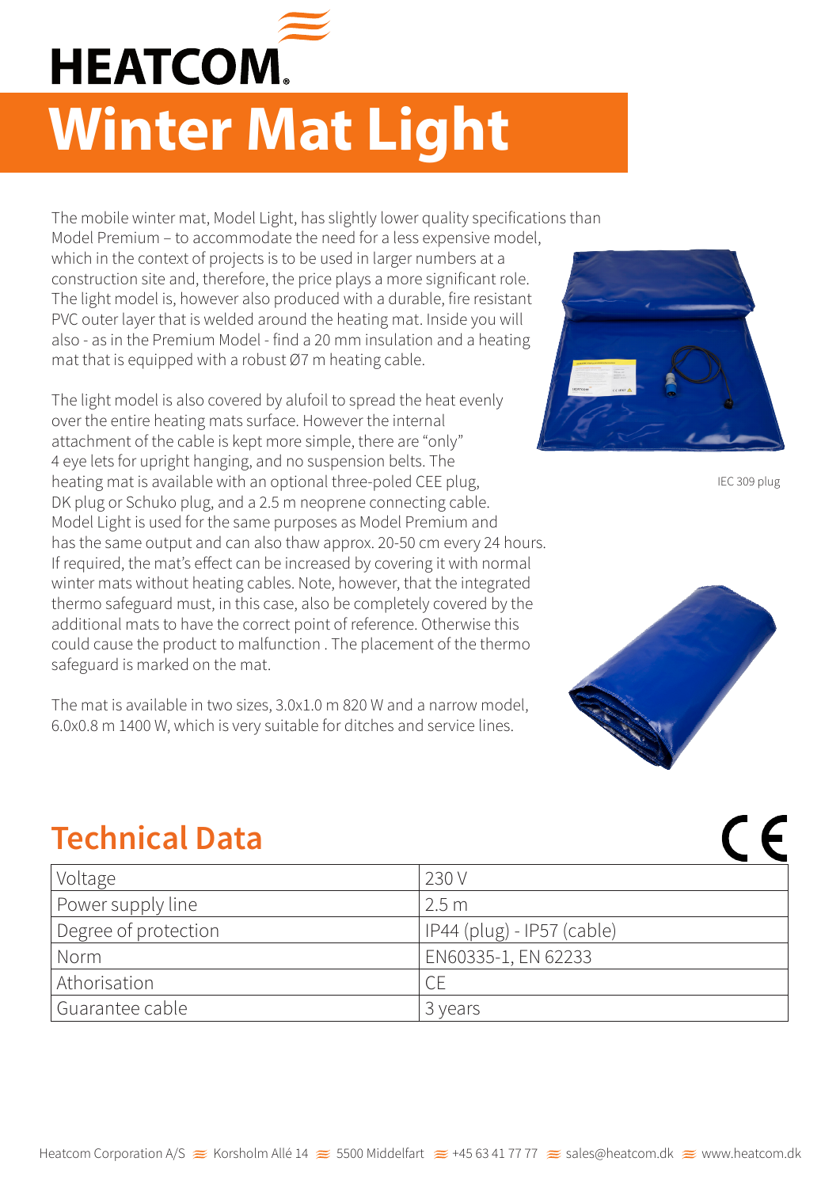HEATCOM

# Winter Mat Light

The mobile winter mat, Model Light, has slightly lower quality specifications than Model Premium – to accommodate the need for a less expensive model, which in the context of projects is to be used in larger numbers at a construction site and, therefore, the price plays a more significant role. The light model is, however also produced with a durable, fire resistant PVC outer layer that is welded around the heating mat. Inside you will also - as in the Premium Model - find a 20 mm insulation and a heating mat that is equipped with a robust Ø7 m heating cable.

The light model is also covered by alufoil to spread the heat evenly over the entire heating mats surface. However the internal attachment of the cable is kept more simple, there are "only" 4 eye lets for upright hanging, and no suspension belts. The heating mat is available with an optional three-poled CEE plug, DK plug or Schuko plug, and a 2.5 m neoprene connecting cable. Model Light is used for the same purposes as Model Premium and has the same output and can also thaw approx. 20-50 cm every 24 hours. If required, the mat's effect can be increased by covering it with normal winter mats without heating cables. Note, however, that the integrated thermo safeguard must, in this case, also be completely covered by the additional mats to have the correct point of reference. Otherwise this could cause the product to malfunction . The placement of the thermo safeguard is marked on the mat.

The mat is available in two sizes, 3.0x1.0 m 820 W and a narrow model, 6.0x0.8 m 1400 W, which is very suitable for ditches and service lines.

IEC 309 plug

## Technical Data

CE

| Voltage | 230 V |
|---|---|
| Power supply line | 2.5 m |
| Degree of protection | IP44 (plug) - IP57 (cable) |
| Norm | EN60335-1, EN 62233 |
| Athorisation | CE |
| Guarantee cable | 3 years |

Heatcom Corporation A/S ≈ Korsholm Allé 14 ≈ 5500 Middelfart ≈ +45 63 41 77 77 ≈ sales@heatcom.dk ≈ www.heatcom.dk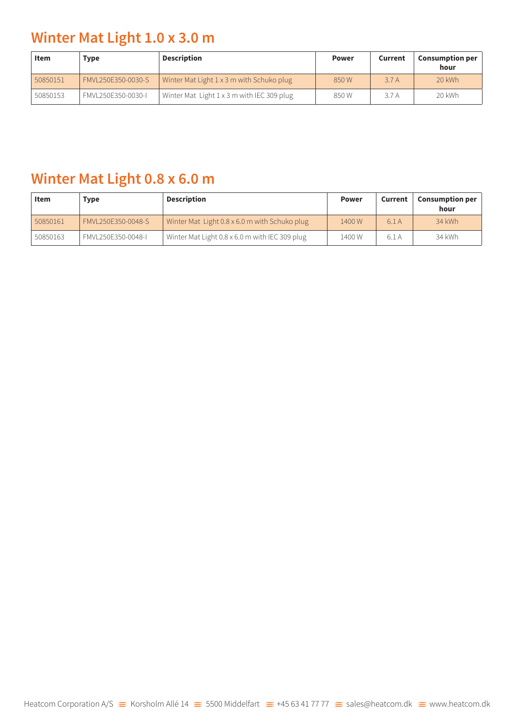## Winter Mat Light 1.0 x 3.0 m

| Item | Type | Description | Power | Current | Consumption per hour |
|---|---|---|---|---|---|
| 50850151 | FMVL250E350-0030-S | Winter Mat Light 1 x 3 m with Schuko plug | 850 W | 3.7 A | 20 kWh |
| 50850153 | FMVL250E350-0030-I | Winter Mat Light 1 x 3 m with IEC 309 plug | 850 W | 3.7 A | 20 kWh |

## Winter Mat Light 0.8 x 6.0 m

| Item | Type | Description | Power | Current | Consumption per hour |
|---|---|---|---|---|---|
| 50850161 | FMVL250E350-0048-S | Winter Mat Light 0.8 x 6.0 m with Schuko plug | 1400 W | 6.1 A | 34 kWh |
| 50850163 | FMVL250E350-0048-I | Winter Mat Light 0.8 x 6.0 m with IEC 309 plug | 1400 W | 6.1 A | 34 kWh |

Heatcom Corporation A/S ≋ Korsholm Allé 14 ≋ 5500 Middelfart ≋ +45 63 41 77 77 ≋ sales@heatcom.dk ≋ www.heatcom.dk